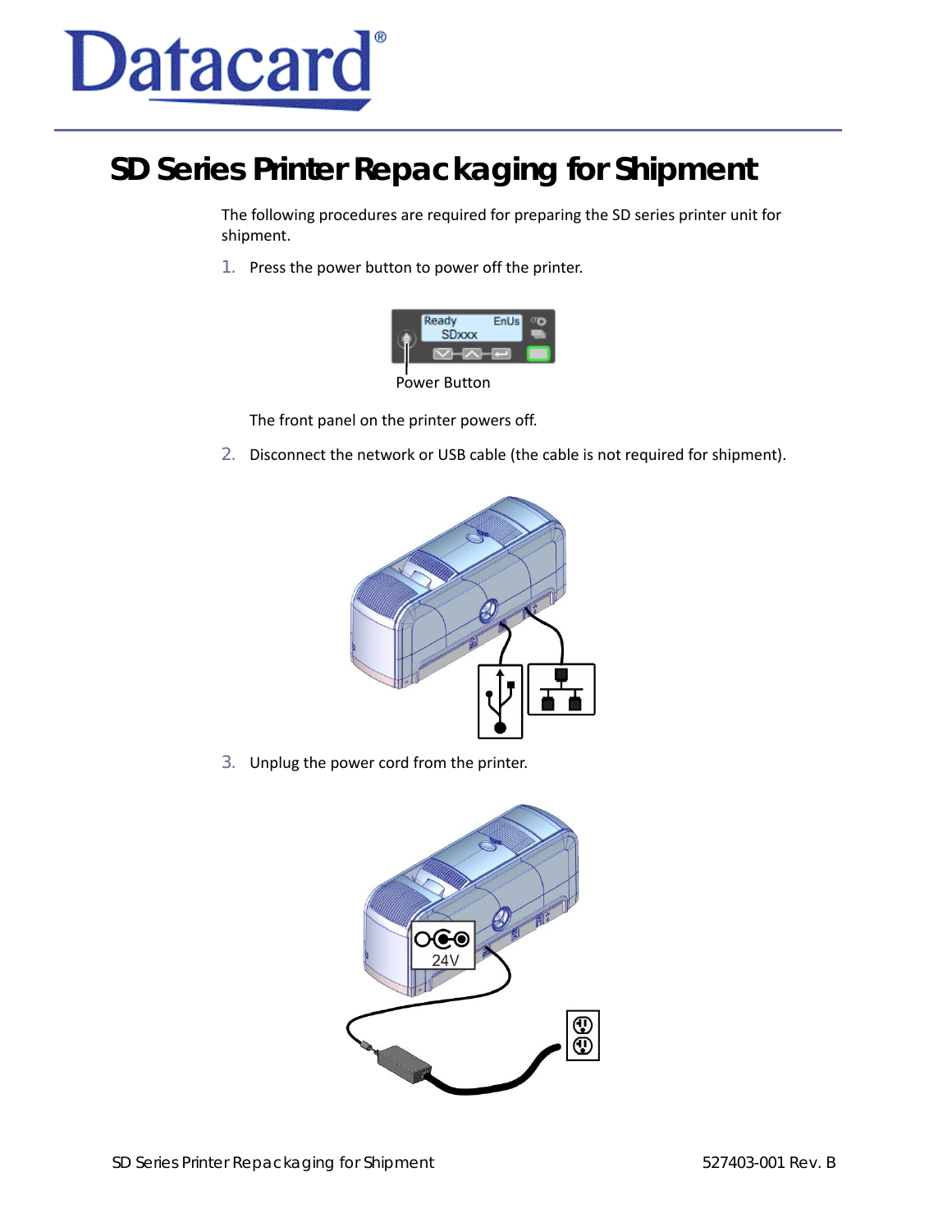# SD Series Printer Repackaging for Shipment

The following procedures are required for preparing the SD series printer unit for shipment.

1. Press the power button to power off the printer.

   Power Button

   The front panel on the printer powers off.

2. Disconnect the network or USB cable (the cable is not required for shipment).

3. Unplug the power cord from the printer.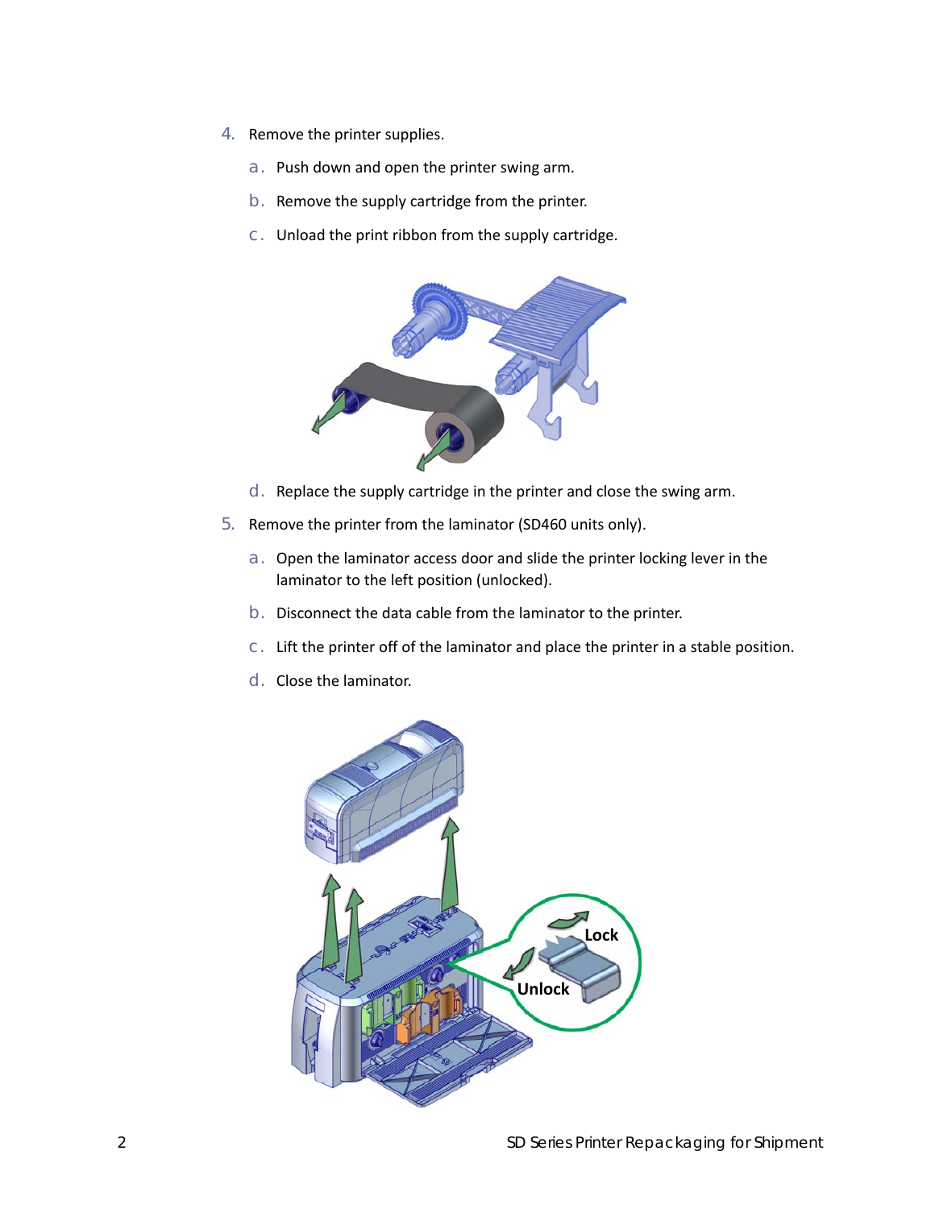4. Remove the printer supplies.

   a. Push down and open the printer swing arm.

   b. Remove the supply cartridge from the printer.

   c. Unload the print ribbon from the supply cartridge.

   d. Replace the supply cartridge in the printer and close the swing arm.

5. Remove the printer from the laminator (SD460 units only).

   a. Open the laminator access door and slide the printer locking lever in the laminator to the left position (unlocked).

   b. Disconnect the data cable from the laminator to the printer.

   c. Lift the printer off of the laminator and place the printer in a stable position.

   d. Close the laminator.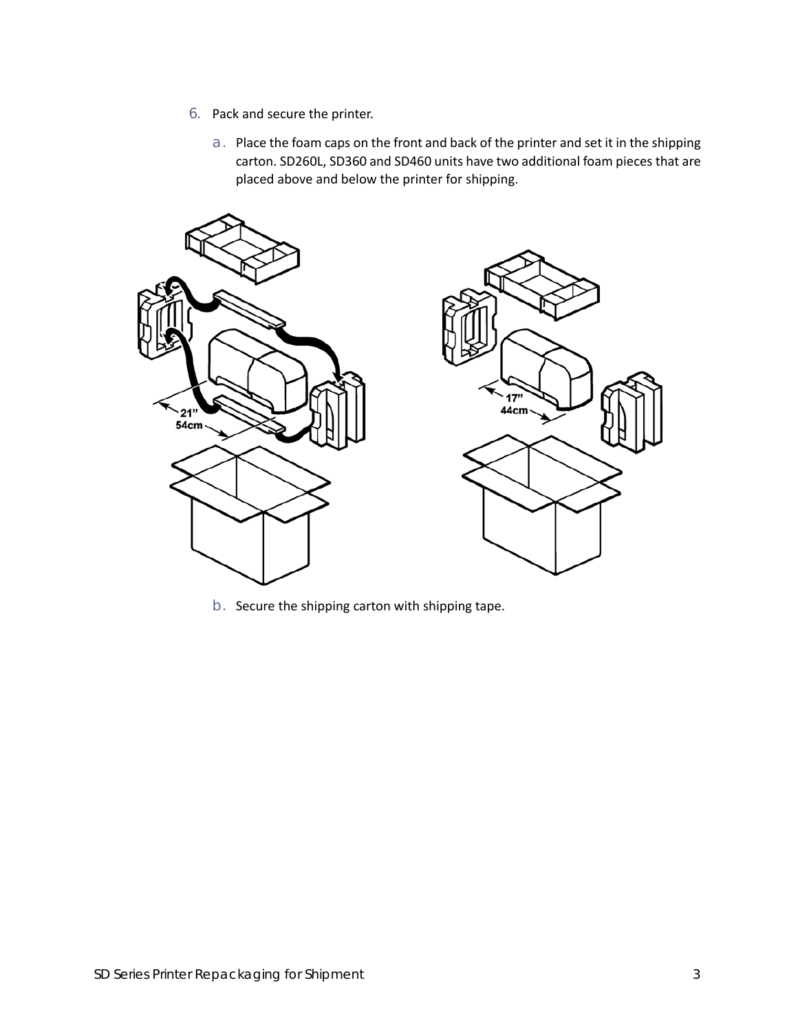6. Pack and secure the printer.

   a. Place the foam caps on the front and back of the printer and set it in the shipping carton. SD260L, SD360 and SD460 units have two additional foam pieces that are placed above and below the printer for shipping.

21”
54cm

17”
44cm

   b. Secure the shipping carton with shipping tape.